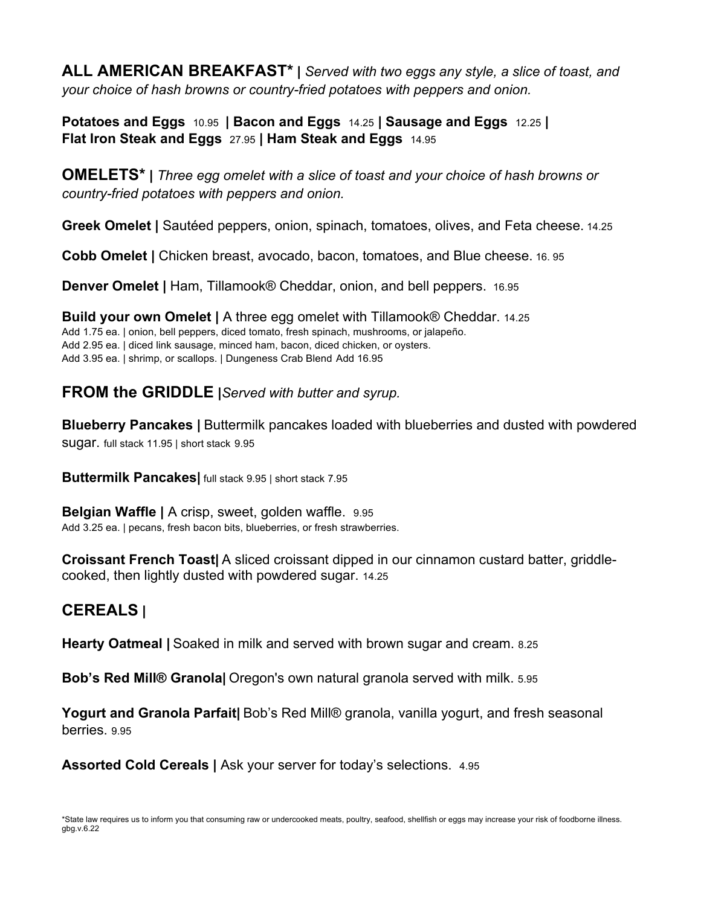## ALL AMERICAN BREAKFAST* | *Served with two eggs any style, a slice of toast, and your choice of hash browns or country-fried potatoes with peppers and onion.*

**Potatoes and Eggs** 10.95 | **Bacon and Eggs** 14.25 | **Sausage and Eggs** 12.25 | **Flat Iron Steak and Eggs** 27.95 | **Ham Steak and Eggs** 14.95

## OMELETS* | *Three egg omelet with a slice of toast and your choice of hash browns or country-fried potatoes with peppers and onion.*

**Greek Omelet |** Sautéed peppers, onion, spinach, tomatoes, olives, and Feta cheese. 14.25

**Cobb Omelet |** Chicken breast, avocado, bacon, tomatoes, and Blue cheese. 16. 95

**Denver Omelet |** Ham, Tillamook® Cheddar, onion, and bell peppers. 16.95

**Build your own Omelet |** A three egg omelet with Tillamook® Cheddar. 14.25
Add 1.75 ea. | onion, bell peppers, diced tomato, fresh spinach, mushrooms, or jalapeño.
Add 2.95 ea. | diced link sausage, minced ham, bacon, diced chicken, or oysters.
Add 3.95 ea. | shrimp, or scallops. | Dungeness Crab Blend Add 16.95

## FROM the GRIDDLE |*Served with butter and syrup.*

**Blueberry Pancakes |** Buttermilk pancakes loaded with blueberries and dusted with powdered sugar. full stack 11.95 | short stack 9.95

**Buttermilk Pancakes|** full stack 9.95 | short stack 7.95

**Belgian Waffle |** A crisp, sweet, golden waffle. 9.95
Add 3.25 ea. | pecans, fresh bacon bits, blueberries, or fresh strawberries.

**Croissant French Toast|** A sliced croissant dipped in our cinnamon custard batter, griddle-cooked, then lightly dusted with powdered sugar. 14.25

## CEREALS |

**Hearty Oatmeal |** Soaked in milk and served with brown sugar and cream. 8.25

**Bob's Red Mill® Granola|** Oregon's own natural granola served with milk. 5.95

**Yogurt and Granola Parfait|** Bob's Red Mill® granola, vanilla yogurt, and fresh seasonal berries. 9.95

**Assorted Cold Cereals |** Ask your server for today's selections. 4.95

*State law requires us to inform you that consuming raw or undercooked meats, poultry, seafood, shellfish or eggs may increase your risk of foodborne illness.
gbg.v.6.22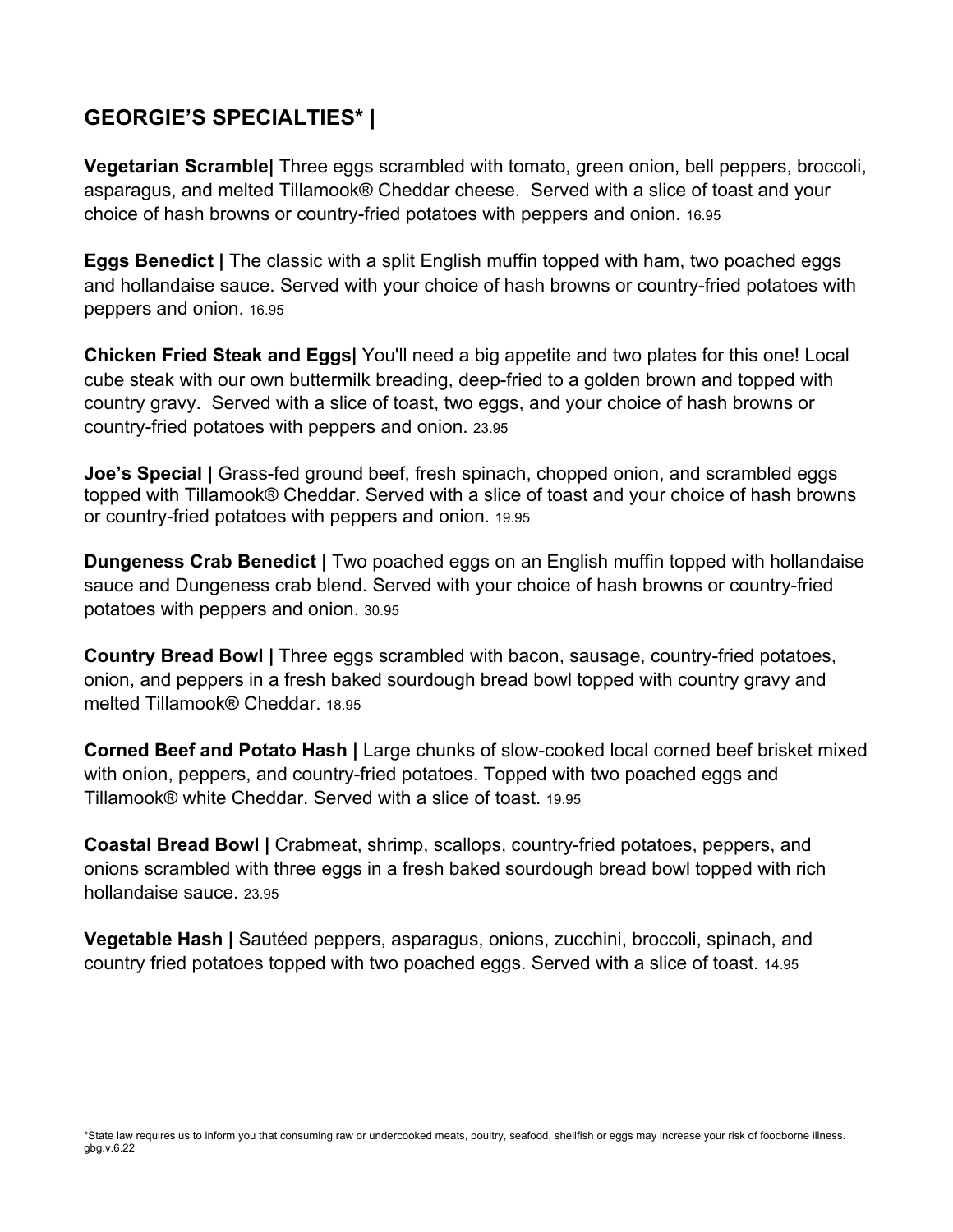## GEORGIE'S SPECIALTIES* |

**Vegetarian Scramble|** Three eggs scrambled with tomato, green onion, bell peppers, broccoli, asparagus, and melted Tillamook® Cheddar cheese. Served with a slice of toast and your choice of hash browns or country-fried potatoes with peppers and onion. 16.95

**Eggs Benedict |** The classic with a split English muffin topped with ham, two poached eggs and hollandaise sauce. Served with your choice of hash browns or country-fried potatoes with peppers and onion. 16.95

**Chicken Fried Steak and Eggs|** You'll need a big appetite and two plates for this one! Local cube steak with our own buttermilk breading, deep-fried to a golden brown and topped with country gravy. Served with a slice of toast, two eggs, and your choice of hash browns or country-fried potatoes with peppers and onion. 23.95

**Joe's Special |** Grass-fed ground beef, fresh spinach, chopped onion, and scrambled eggs topped with Tillamook® Cheddar. Served with a slice of toast and your choice of hash browns or country-fried potatoes with peppers and onion. 19.95

**Dungeness Crab Benedict |** Two poached eggs on an English muffin topped with hollandaise sauce and Dungeness crab blend. Served with your choice of hash browns or country-fried potatoes with peppers and onion. 30.95

**Country Bread Bowl |** Three eggs scrambled with bacon, sausage, country-fried potatoes, onion, and peppers in a fresh baked sourdough bread bowl topped with country gravy and melted Tillamook® Cheddar. 18.95

**Corned Beef and Potato Hash |** Large chunks of slow-cooked local corned beef brisket mixed with onion, peppers, and country-fried potatoes. Topped with two poached eggs and Tillamook® white Cheddar. Served with a slice of toast. 19.95

**Coastal Bread Bowl |** Crabmeat, shrimp, scallops, country-fried potatoes, peppers, and onions scrambled with three eggs in a fresh baked sourdough bread bowl topped with rich hollandaise sauce. 23.95

**Vegetable Hash |** Sautéed peppers, asparagus, onions, zucchini, broccoli, spinach, and country fried potatoes topped with two poached eggs. Served with a slice of toast. 14.95

*State law requires us to inform you that consuming raw or undercooked meats, poultry, seafood, shellfish or eggs may increase your risk of foodborne illness.
gbg.v.6.22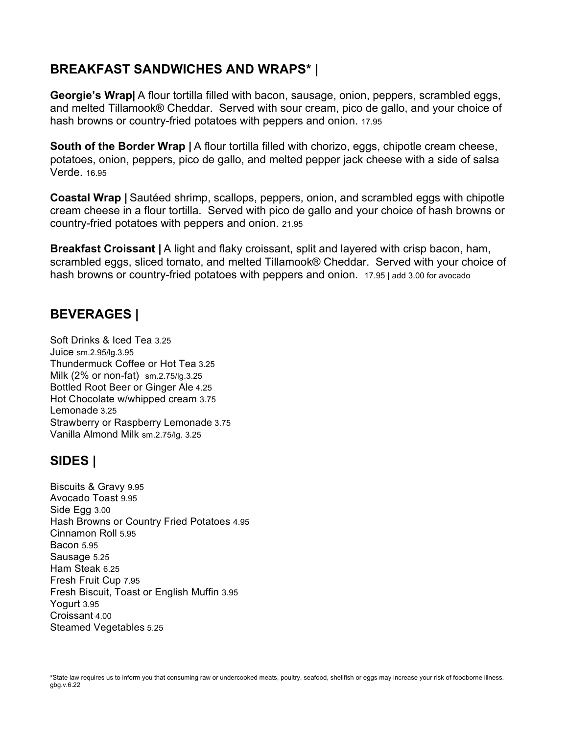## BREAKFAST SANDWICHES AND WRAPS* |

**Georgie's Wrap|** A flour tortilla filled with bacon, sausage, onion, peppers, scrambled eggs, and melted Tillamook® Cheddar. Served with sour cream, pico de gallo, and your choice of hash browns or country-fried potatoes with peppers and onion. 17.95

**South of the Border Wrap |** A flour tortilla filled with chorizo, eggs, chipotle cream cheese, potatoes, onion, peppers, pico de gallo, and melted pepper jack cheese with a side of salsa Verde. 16.95

**Coastal Wrap |** Sautéed shrimp, scallops, peppers, onion, and scrambled eggs with chipotle cream cheese in a flour tortilla. Served with pico de gallo and your choice of hash browns or country-fried potatoes with peppers and onion. 21.95

**Breakfast Croissant |** A light and flaky croissant, split and layered with crisp bacon, ham, scrambled eggs, sliced tomato, and melted Tillamook® Cheddar. Served with your choice of hash browns or country-fried potatoes with peppers and onion. 17.95 | add 3.00 for avocado

## BEVERAGES |

Soft Drinks & Iced Tea 3.25
Juice sm.2.95/lg.3.95
Thundermuck Coffee or Hot Tea 3.25
Milk (2% or non-fat) sm.2.75/lg.3.25
Bottled Root Beer or Ginger Ale 4.25
Hot Chocolate w/whipped cream 3.75
Lemonade 3.25
Strawberry or Raspberry Lemonade 3.75
Vanilla Almond Milk sm.2.75/lg. 3.25

## SIDES |

Biscuits & Gravy 9.95
Avocado Toast 9.95
Side Egg 3.00
Hash Browns or Country Fried Potatoes 4.95
Cinnamon Roll 5.95
Bacon 5.95
Sausage 5.25
Ham Steak 6.25
Fresh Fruit Cup 7.95
Fresh Biscuit, Toast or English Muffin 3.95
Yogurt 3.95
Croissant 4.00
Steamed Vegetables 5.25

*State law requires us to inform you that consuming raw or undercooked meats, poultry, seafood, shellfish or eggs may increase your risk of foodborne illness.
gbg.v.6.22